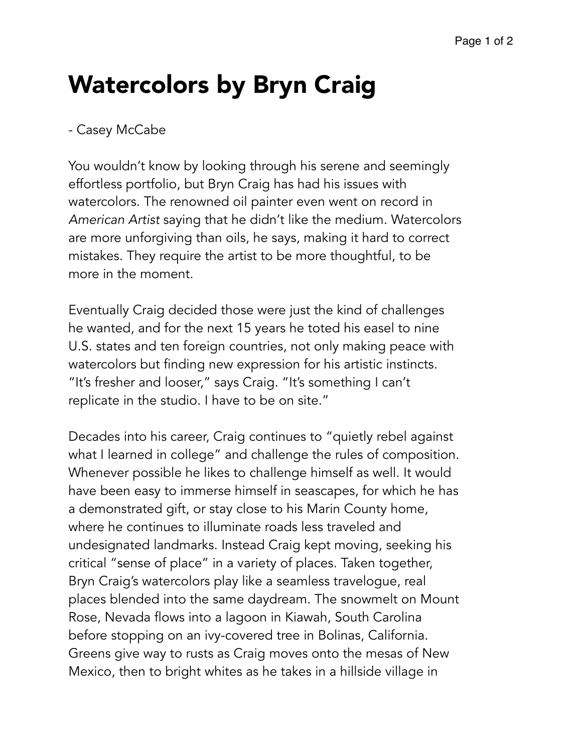# Watercolors by Bryn Craig

- Casey McCabe

You wouldn't know by looking through his serene and seemingly effortless portfolio, but Bryn Craig has had his issues with watercolors. The renowned oil painter even went on record in *American Artist* saying that he didn't like the medium. Watercolors are more unforgiving than oils, he says, making it hard to correct mistakes. They require the artist to be more thoughtful, to be more in the moment.

Eventually Craig decided those were just the kind of challenges he wanted, and for the next 15 years he toted his easel to nine U.S. states and ten foreign countries, not only making peace with watercolors but finding new expression for his artistic instincts. "It's fresher and looser," says Craig. "It's something I can't replicate in the studio. I have to be on site."

Decades into his career, Craig continues to "quietly rebel against what I learned in college" and challenge the rules of composition. Whenever possible he likes to challenge himself as well. It would have been easy to immerse himself in seascapes, for which he has a demonstrated gift, or stay close to his Marin County home, where he continues to illuminate roads less traveled and undesignated landmarks. Instead Craig kept moving, seeking his critical "sense of place" in a variety of places. Taken together, Bryn Craig's watercolors play like a seamless travelogue, real places blended into the same daydream. The snowmelt on Mount Rose, Nevada flows into a lagoon in Kiawah, South Carolina before stopping on an ivy-covered tree in Bolinas, California. Greens give way to rusts as Craig moves onto the mesas of New Mexico, then to bright whites as he takes in a hillside village in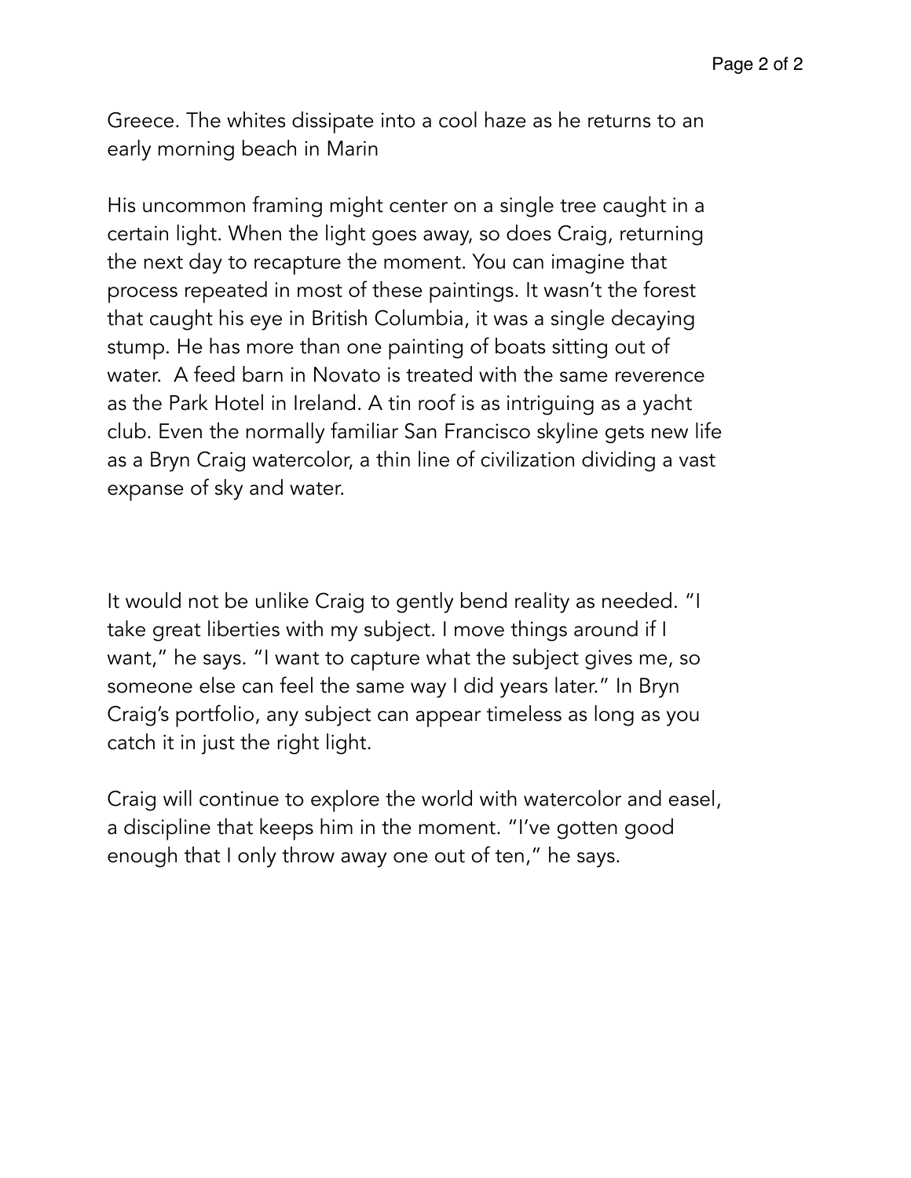Greece. The whites dissipate into a cool haze as he returns to an early morning beach in Marin

His uncommon framing might center on a single tree caught in a certain light. When the light goes away, so does Craig, returning the next day to recapture the moment. You can imagine that process repeated in most of these paintings. It wasn't the forest that caught his eye in British Columbia, it was a single decaying stump. He has more than one painting of boats sitting out of water. A feed barn in Novato is treated with the same reverence as the Park Hotel in Ireland. A tin roof is as intriguing as a yacht club. Even the normally familiar San Francisco skyline gets new life as a Bryn Craig watercolor, a thin line of civilization dividing a vast expanse of sky and water.

It would not be unlike Craig to gently bend reality as needed. "I take great liberties with my subject. I move things around if I want," he says. "I want to capture what the subject gives me, so someone else can feel the same way I did years later." In Bryn Craig's portfolio, any subject can appear timeless as long as you catch it in just the right light.

Craig will continue to explore the world with watercolor and easel, a discipline that keeps him in the moment. "I've gotten good enough that I only throw away one out of ten," he says.